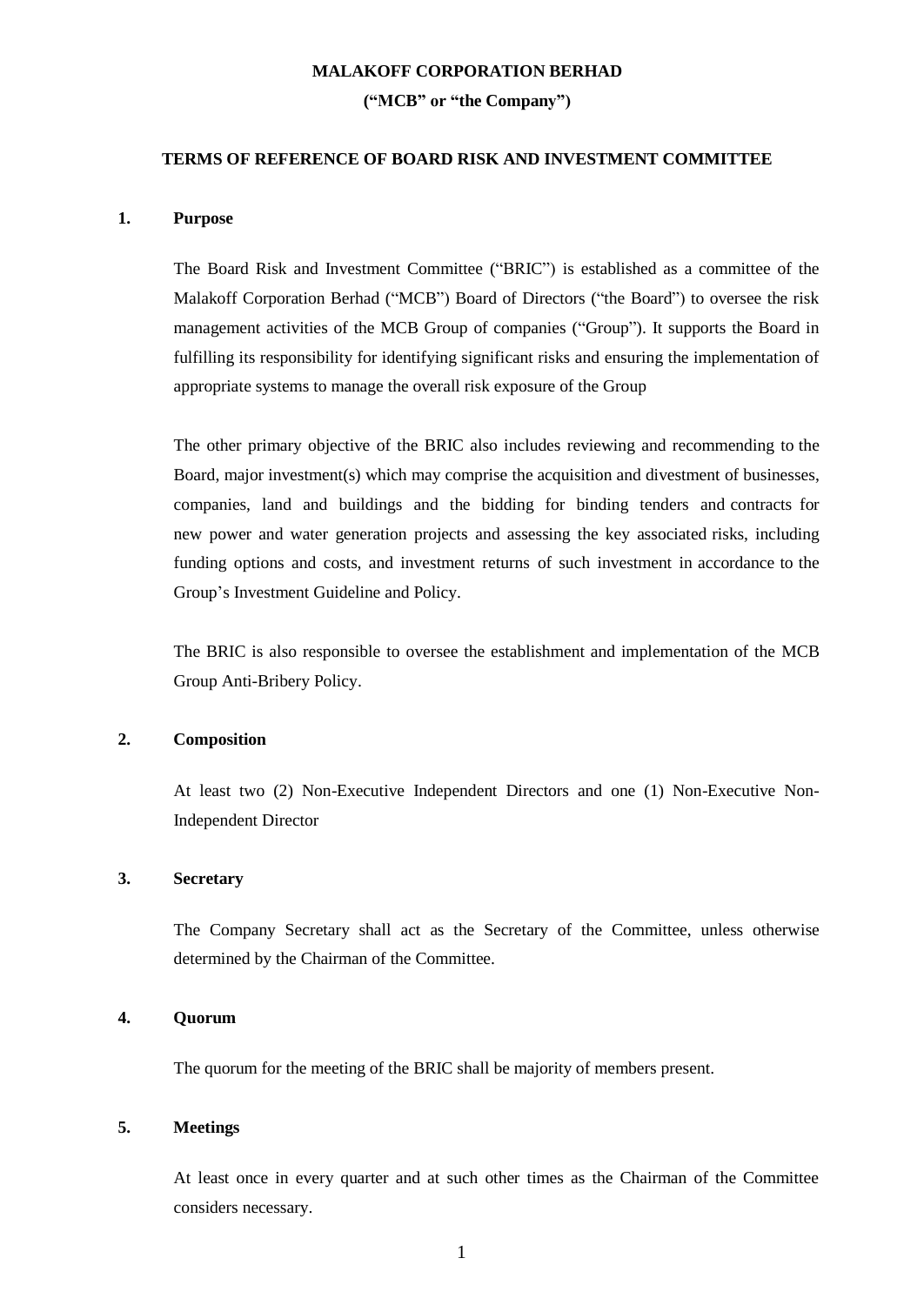**MALAKOFF CORPORATION BERHAD**

**("MCB" or "the Company")**

**TERMS OF REFERENCE OF BOARD RISK AND INVESTMENT COMMITTEE**

**1. Purpose**

The Board Risk and Investment Committee ("BRIC") is established as a committee of the Malakoff Corporation Berhad ("MCB") Board of Directors ("the Board") to oversee the risk management activities of the MCB Group of companies ("Group"). It supports the Board in fulfilling its responsibility for identifying significant risks and ensuring the implementation of appropriate systems to manage the overall risk exposure of the Group

The other primary objective of the BRIC also includes reviewing and recommending to the Board, major investment(s) which may comprise the acquisition and divestment of businesses, companies, land and buildings and the bidding for binding tenders and contracts for new power and water generation projects and assessing the key associated risks, including funding options and costs, and investment returns of such investment in accordance to the Group's Investment Guideline and Policy.

The BRIC is also responsible to oversee the establishment and implementation of the MCB Group Anti-Bribery Policy.

**2. Composition**

At least two (2) Non-Executive Independent Directors and one (1) Non-Executive Non-Independent Director

**3. Secretary**

The Company Secretary shall act as the Secretary of the Committee, unless otherwise determined by the Chairman of the Committee.

**4. Quorum**

The quorum for the meeting of the BRIC shall be majority of members present.

**5. Meetings**

At least once in every quarter and at such other times as the Chairman of the Committee considers necessary.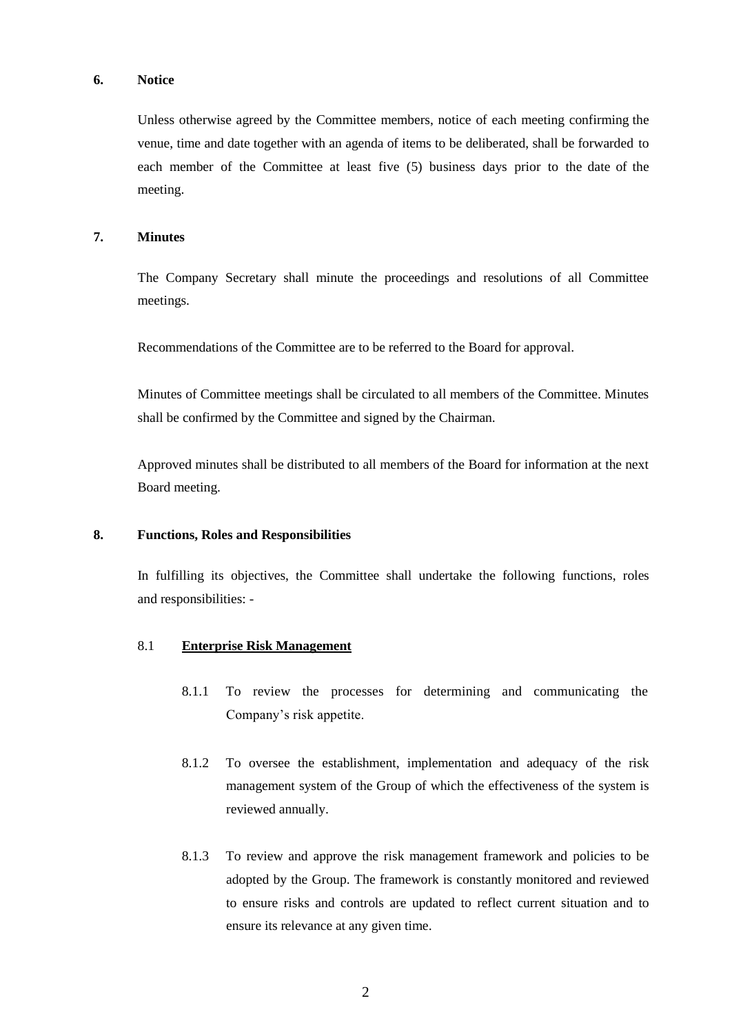## 6. Notice

Unless otherwise agreed by the Committee members, notice of each meeting confirming the venue, time and date together with an agenda of items to be deliberated, shall be forwarded to each member of the Committee at least five (5) business days prior to the date of the meeting.

## 7. Minutes

The Company Secretary shall minute the proceedings and resolutions of all Committee meetings.

Recommendations of the Committee are to be referred to the Board for approval.

Minutes of Committee meetings shall be circulated to all members of the Committee. Minutes shall be confirmed by the Committee and signed by the Chairman.

Approved minutes shall be distributed to all members of the Board for information at the next Board meeting.

## 8. Functions, Roles and Responsibilities

In fulfilling its objectives, the Committee shall undertake the following functions, roles and responsibilities: -

### 8.1 <u>**Enterprise Risk Management**</u>

8.1.1 To review the processes for determining and communicating the Company's risk appetite.

8.1.2 To oversee the establishment, implementation and adequacy of the risk management system of the Group of which the effectiveness of the system is reviewed annually.

8.1.3 To review and approve the risk management framework and policies to be adopted by the Group. The framework is constantly monitored and reviewed to ensure risks and controls are updated to reflect current situation and to ensure its relevance at any given time.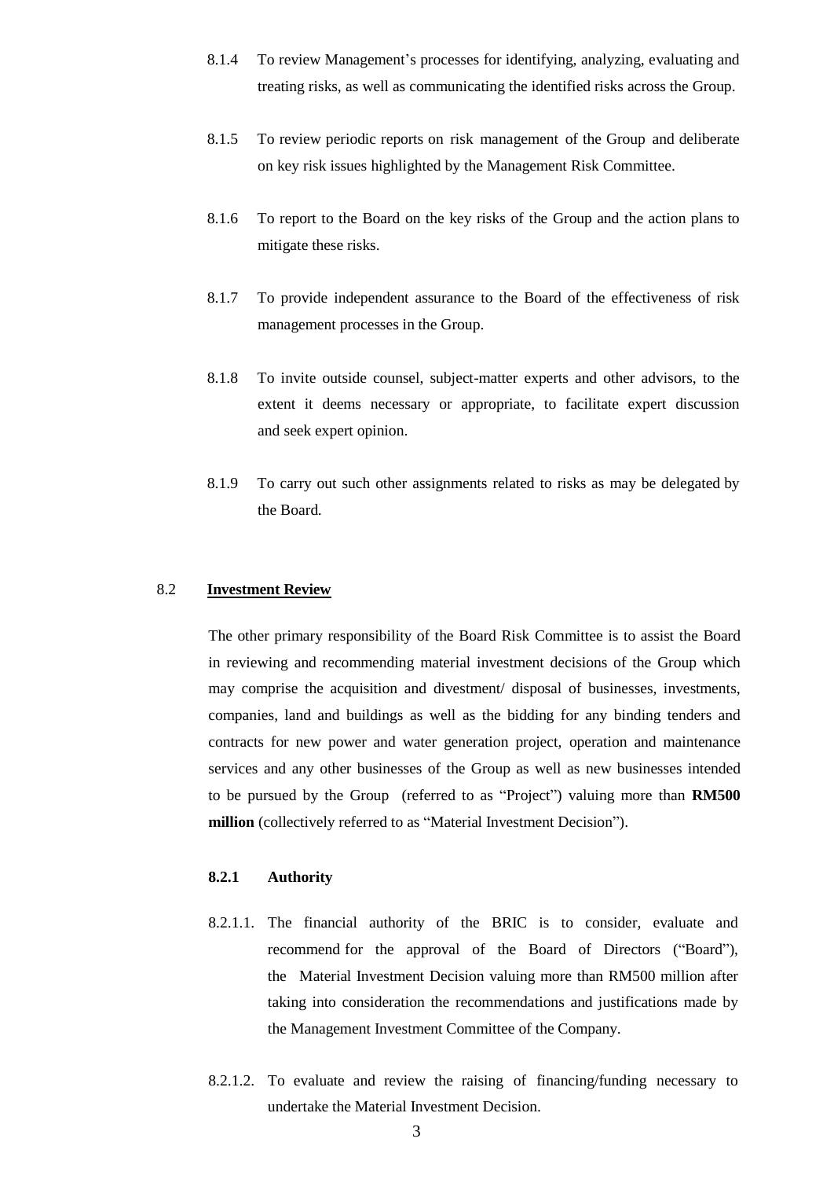8.1.4 To review Management's processes for identifying, analyzing, evaluating and treating risks, as well as communicating the identified risks across the Group.

8.1.5 To review periodic reports on risk management of the Group and deliberate on key risk issues highlighted by the Management Risk Committee.

8.1.6 To report to the Board on the key risks of the Group and the action plans to mitigate these risks.

8.1.7 To provide independent assurance to the Board of the effectiveness of risk management processes in the Group.

8.1.8 To invite outside counsel, subject-matter experts and other advisors, to the extent it deems necessary or appropriate, to facilitate expert discussion and seek expert opinion.

8.1.9 To carry out such other assignments related to risks as may be delegated by the Board.

## 8.2 <u>Investment Review</u>

The other primary responsibility of the Board Risk Committee is to assist the Board in reviewing and recommending material investment decisions of the Group which may comprise the acquisition and divestment/ disposal of businesses, investments, companies, land and buildings as well as the bidding for any binding tenders and contracts for new power and water generation project, operation and maintenance services and any other businesses of the Group as well as new businesses intended to be pursued by the Group (referred to as "Project") valuing more than **RM500 million** (collectively referred to as "Material Investment Decision").

### 8.2.1 Authority

8.2.1.1. The financial authority of the BRIC is to consider, evaluate and recommend for the approval of the Board of Directors ("Board"), the Material Investment Decision valuing more than RM500 million after taking into consideration the recommendations and justifications made by the Management Investment Committee of the Company.

8.2.1.2. To evaluate and review the raising of financing/funding necessary to undertake the Material Investment Decision.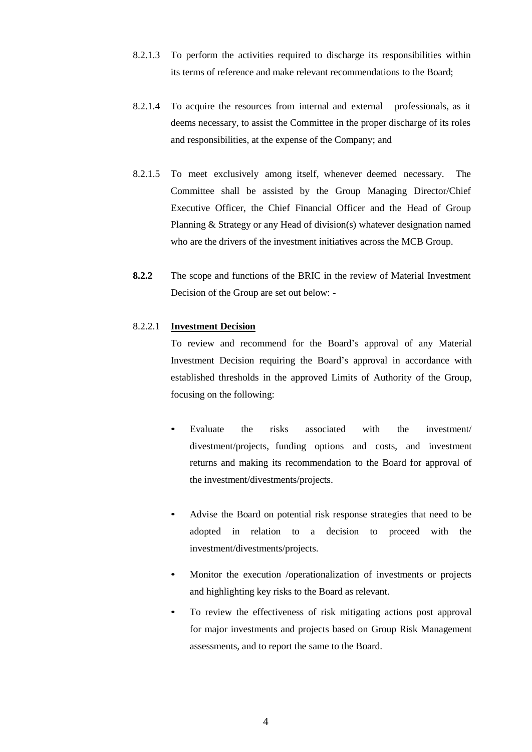8.2.1.3 To perform the activities required to discharge its responsibilities within its terms of reference and make relevant recommendations to the Board;

8.2.1.4 To acquire the resources from internal and external professionals, as it deems necessary, to assist the Committee in the proper discharge of its roles and responsibilities, at the expense of the Company; and

8.2.1.5 To meet exclusively among itself, whenever deemed necessary. The Committee shall be assisted by the Group Managing Director/Chief Executive Officer, the Chief Financial Officer and the Head of Group Planning & Strategy or any Head of division(s) whatever designation named who are the drivers of the investment initiatives across the MCB Group.

**8.2.2** The scope and functions of the BRIC in the review of Material Investment Decision of the Group are set out below: -

8.2.2.1 **Investment Decision**

To review and recommend for the Board's approval of any Material Investment Decision requiring the Board's approval in accordance with established thresholds in the approved Limits of Authority of the Group, focusing on the following:

- Evaluate the risks associated with the investment/ divestment/projects, funding options and costs, and investment returns and making its recommendation to the Board for approval of the investment/divestments/projects.
- Advise the Board on potential risk response strategies that need to be adopted in relation to a decision to proceed with the investment/divestments/projects.
- Monitor the execution /operationalization of investments or projects and highlighting key risks to the Board as relevant.
- To review the effectiveness of risk mitigating actions post approval for major investments and projects based on Group Risk Management assessments, and to report the same to the Board.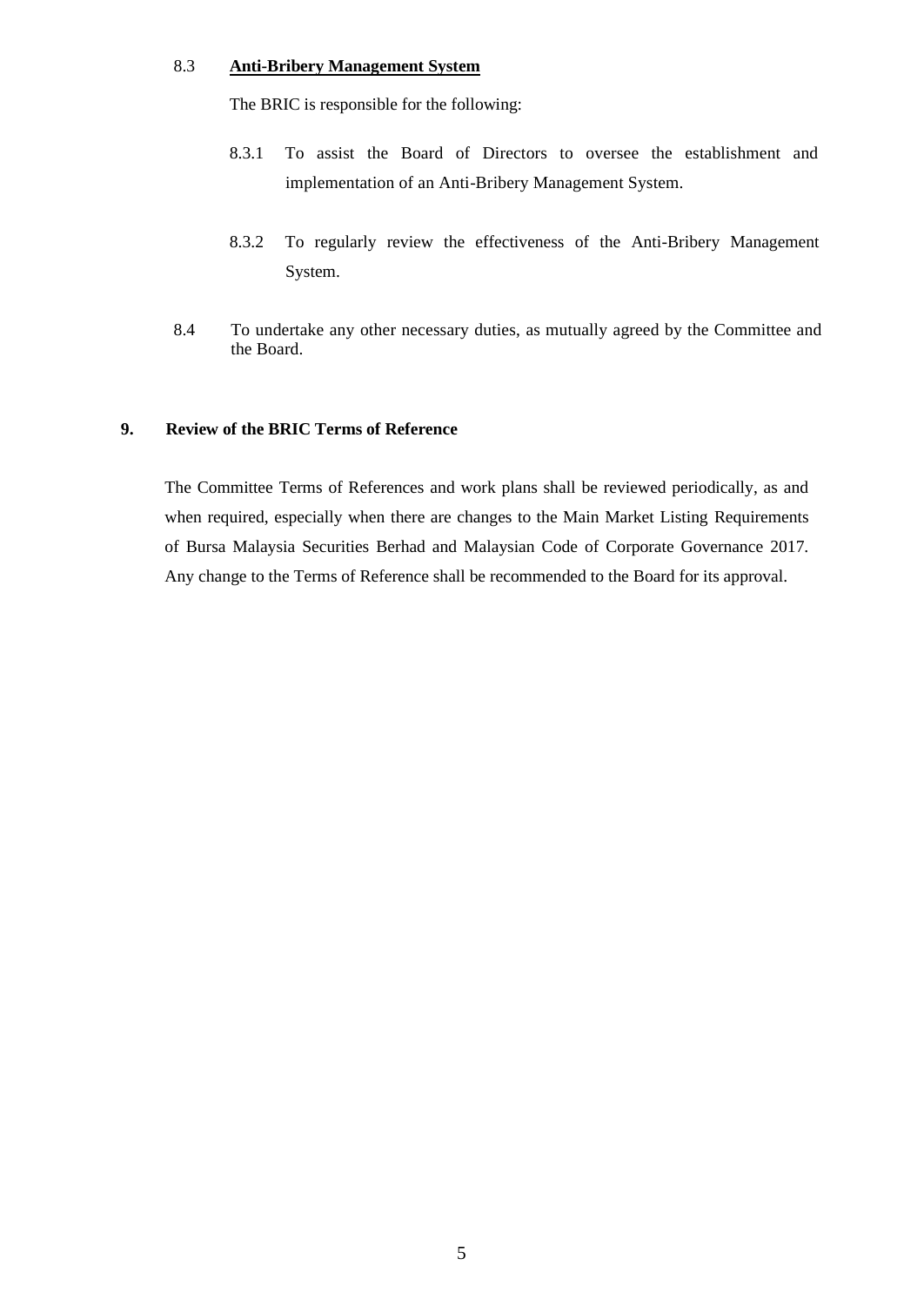8.3 **Anti-Bribery Management System**

The BRIC is responsible for the following:

8.3.1 To assist the Board of Directors to oversee the establishment and implementation of an Anti-Bribery Management System.

8.3.2 To regularly review the effectiveness of the Anti-Bribery Management System.

8.4 To undertake any other necessary duties, as mutually agreed by the Committee and the Board.

## 9. Review of the BRIC Terms of Reference

The Committee Terms of References and work plans shall be reviewed periodically, as and when required, especially when there are changes to the Main Market Listing Requirements of Bursa Malaysia Securities Berhad and Malaysian Code of Corporate Governance 2017. Any change to the Terms of Reference shall be recommended to the Board for its approval.